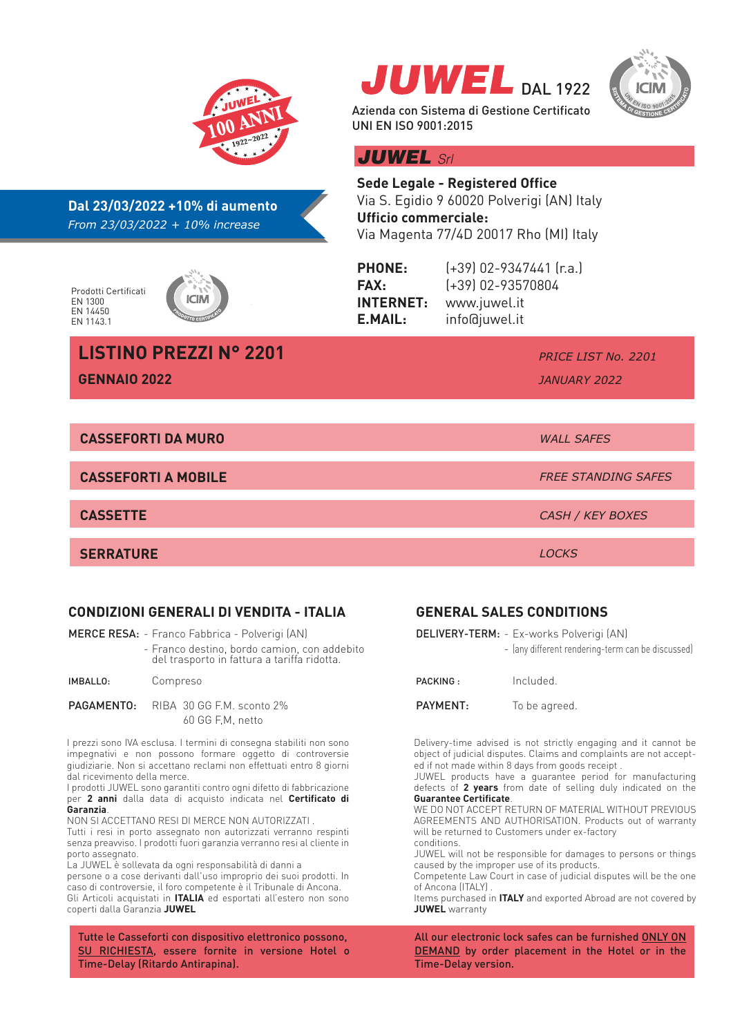JUWEL 100 ANNI 1922~2022

# JUWEL DAL 1922

Azienda con Sistema di Gestione Certificato
UNI EN ISO 9001:2015

ICIM – UNI EN ISO 9001:2015 – SISTEMA DI GESTIONE CERTIFICATO

**Dal 23/03/2022 +10% di aumento**
*From 23/03/2022 + 10% increase*

## JUWEL *Srl*

**Sede Legale - Registered Office**
Via S. Egidio 9 60020 Polverigi (AN) Italy
**Ufficio commerciale:**
Via Magenta 77/4D 20017 Rho (MI) Italy

Prodotti Certificati
EN 1300
EN 14450
EN 1143.1

ICIM – PRODOTTO CERTIFICATO

**PHONE:** (+39) 02-9347441 (r.a.)
**FAX:** (+39) 02-93570804
**INTERNET:** www.juwel.it
**E.MAIL:** info@juwel.it

# LISTINO PREZZI N° 2201 — *PRICE LIST No. 2201*

**GENNAIO 2022** — *JANUARY 2022*

**CASSEFORTI DA MURO** — *WALL SAFES*

**CASSEFORTI A MOBILE** — *FREE STANDING SAFES*

**CASSETTE** — *CASH / KEY BOXES*

**SERRATURE** — *LOCKS*

## CONDIZIONI GENERALI DI VENDITA - ITALIA

**MERCE RESA:**
- Franco Fabbrica - Polverigi (AN)
- Franco destino, bordo camion, con addebito del trasporto in fattura a tariffa ridotta.

**IMBALLO:** Compreso

**PAGAMENTO:** RIBA 30 GG F.M. sconto 2%
60 GG F.M. netto

I prezzi sono IVA esclusa. I termini di consegna stabiliti non sono impegnativi e non possono formare oggetto di controversie giudiziarie. Non si accettano reclami non effettuati entro 8 giorni dal ricevimento della merce.
I prodotti JUWEL sono garantiti contro ogni difetto di fabbricazione per **2 anni** dalla data di acquisto indicata nel **Certificato di Garanzia**.
NON SI ACCETTANO RESI DI MERCE NON AUTORIZZATI .
Tutti i resi in porto assegnato non autorizzati verranno respinti senza preavviso. I prodotti fuori garanzia verranno resi al cliente in porto assegnato.
La JUWEL è sollevata da ogni responsabilità di danni a persone o a cose derivanti dall'uso improprio dei suoi prodotti. In caso di controversie, il foro competente è il Tribunale di Ancona.
Gli Articoli acquistati in **ITALIA** ed esportati all'estero non sono coperti dalla Garanzia **JUWEL**

Tutte le Casseforti con dispositivo elettronico possono, SU RICHIESTA, essere fornite in versione Hotel o Time-Delay (Ritardo Antirapina).

## GENERAL SALES CONDITIONS

**DELIVERY-TERM:**
- Ex-works Polverigi (AN)
- (any different rendering-term can be discussed)

**PACKING :** Included.

**PAYMENT:** To be agreed.

Delivery-time advised is not strictly engaging and it cannot be object of judicial disputes. Claims and complaints are not accepted if not made within 8 days from goods receipt .
JUWEL products have a guarantee period for manufacturing defects of **2 years** from date of selling duly indicated on the **Guarantee Certificate**.
WE DO NOT ACCEPT RETURN OF MATERIAL WITHOUT PREVIOUS AGREEMENTS AND AUTHORISATION. Products out of warranty will be returned to Customers under ex-factory conditions.
JUWEL will not be responsible for damages to persons or things caused by the improper use of its products.
Competente Law Court in case of judicial disputes will be the one of Ancona (ITALY) .
Items purchased in **ITALY** and exported Abroad are not covered by **JUWEL** warranty

All our electronic lock safes can be furnished ONLY ON DEMAND by order placement in the Hotel or in the Time-Delay version.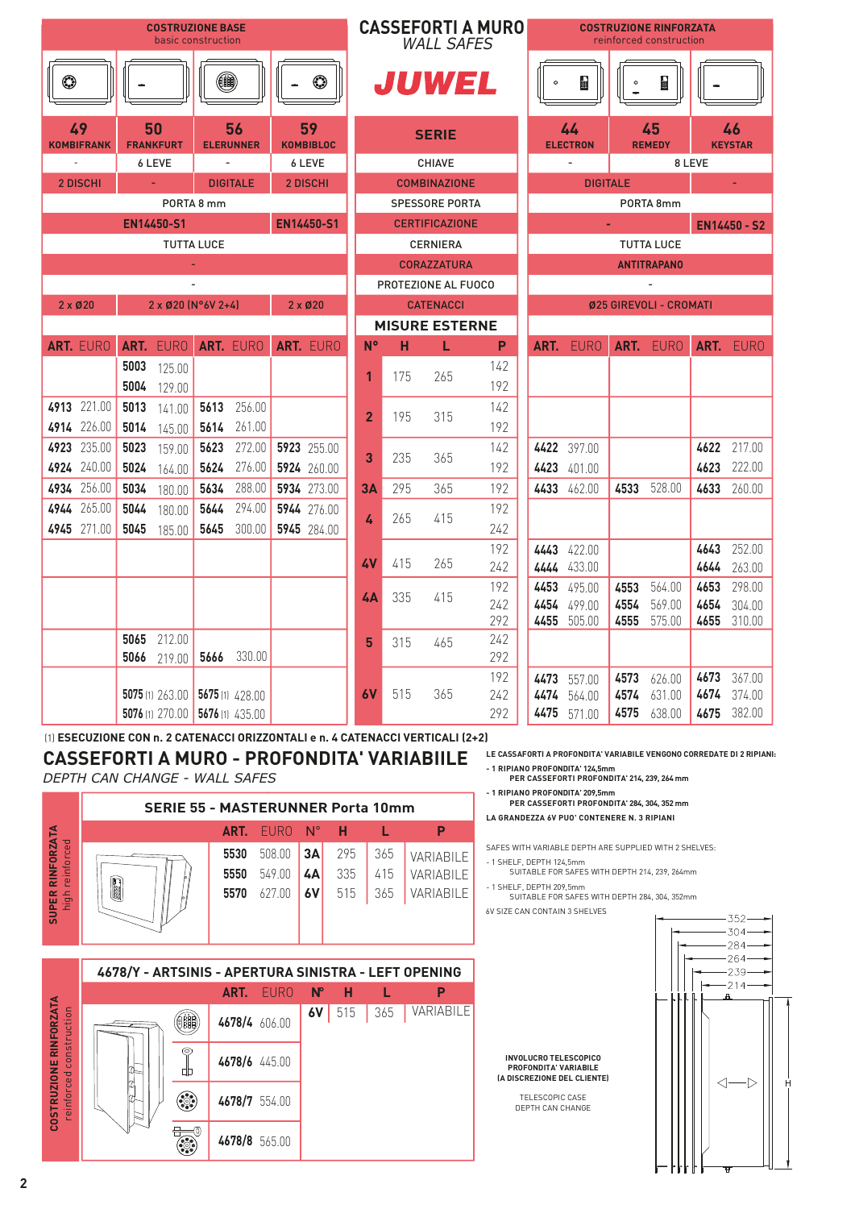# CASSEFORTI A MURO
*WALL SAFES*

**JUWEL**

| COSTRUZIONE BASE basic construction | | | | | | | | | | | | | COSTRUZIONE RINFORZATA reinforced construction | | | | | |
|---|---|---|---|---|---|---|---|---|---|---|---|---|---|---|---|---|---|---|
| **49** KOMBIFRANK | | **50** FRANKFURT | | **56** ELERUNNER | | **59** KOMBIBLOC | | **SERIE** | | | | | **44** ELECTRON | | **45** REMEDY | | **46** KEYSTAR | |
| - | | 6 LEVE | | - | | 6 LEVE | | CHIAVE | | | | | - | | 8 LEVE | | | |
| 2 DISCHI | | - | | DIGITALE | | 2 DISCHI | | COMBINAZIONE | | | | | DIGITALE | | | | - | |
| PORTA 8 mm | | | | | | | | SPESSORE PORTA | | | | | PORTA 8mm | | | | | |
| EN14450-S1 | | | | | | EN14450-S1 | | CERTIFICAZIONE | | | | | - | | | | EN14450 - S2 | |
| TUTTA LUCE | | | | | | | | CERNIERA | | | | | TUTTA LUCE | | | | | |
| - | | | | | | | | CORAZZATURA | | | | | ANTITRAPANO | | | | | |
| - | | | | | | | | PROTEZIONE AL FUOCO | | | | | - | | | | | |
| 2 x Ø20 | | 2 x Ø20 (N°6V 2+4) | | | | 2 x Ø20 | | CATENACCI | | | | | Ø25 GIREVOLI - CROMATI | | | | | |
| | | | | | | | | MISURE ESTERNE | | | | | | | | | | |
| **ART.** | EURO | **ART.** | EURO | **ART.** | EURO | **ART.** | EURO | N° | H | L | P | | **ART.** | EURO | **ART.** | EURO | **ART.** | EURO |
| | | **5003** | 125.00 | | | | | **1** | 175 | 265 | 142 | | | | | | | |
| | | **5004** | 129.00 | | | | | | | | 192 | | | | | | | |
| **4913** | 221.00 | **5013** | 141.00 | **5613** | 256.00 | | | **2** | 195 | 315 | 142 | | | | | | | |
| **4914** | 226.00 | **5014** | 145.00 | **5614** | 261.00 | | | | | | 192 | | | | | | | |
| **4923** | 235.00 | **5023** | 159.00 | **5623** | 272.00 | **5923** | 255.00 | **3** | 235 | 365 | 142 | | **4422** | 397.00 | | | **4622** | 217.00 |
| **4924** | 240.00 | **5024** | 164.00 | **5624** | 276.00 | **5924** | 260.00 | | | | 192 | | **4423** | 401.00 | | | **4623** | 222.00 |
| **4934** | 256.00 | **5034** | 180.00 | **5634** | 288.00 | **5934** | 273.00 | **3A** | 295 | 365 | 192 | | **4433** | 462.00 | **4533** | 528.00 | **4633** | 260.00 |
| **4944** | 265.00 | **5044** | 180.00 | **5644** | 294.00 | **5944** | 276.00 | **4** | 265 | 415 | 192 | | | | | | | |
| **4945** | 271.00 | **5045** | 185.00 | **5645** | 300.00 | **5945** | 284.00 | | | | 242 | | | | | | | |
| | | | | | | | | **4V** | 415 | 265 | 192 | | **4443** | 422.00 | | | **4643** | 252.00 |
| | | | | | | | | | | | 242 | | **4444** | 433.00 | | | **4644** | 263.00 |
| | | | | | | | | **4A** | 335 | 415 | 192 | | **4453** | 495.00 | **4553** | 564.00 | **4653** | 298.00 |
| | | | | | | | | | | | 242 | | **4454** | 499.00 | **4554** | 569.00 | **4654** | 304.00 |
| | | | | | | | | | | | 292 | | **4455** | 505.00 | **4555** | 575.00 | **4655** | 310.00 |
| | | **5065** | 212.00 | | | | | **5** | 315 | 465 | 242 | | | | | | | |
| | | **5066** | 219.00 | **5666** | 330.00 | | | | | | 292 | | | | | | | |
| | | | | | | | | **6V** | 515 | 365 | 192 | | **4473** | 557.00 | **4573** | 626.00 | **4673** | 367.00 |
| | | **5075** (1) | 263.00 | **5675** (1) | 428.00 | | | | | | 242 | | **4474** | 564.00 | **4574** | 631.00 | **4674** | 374.00 |
| | | **5076** (1) | 270.00 | **5676** (1) | 435.00 | | | | | | 292 | | **4475** | 571.00 | **4575** | 638.00 | **4675** | 382.00 |

(1) **ESECUZIONE CON n. 2 CATENACCI ORIZZONTALI e n. 4 CATENACCI VERTICALI (2+2)**

## CASSEFORTI A MURO - PROFONDITA' VARIABIILE
*DEPTH CAN CHANGE - WALL SAFES*

**SUPER RINFORZATA** high reinforced

### SERIE 55 - MASTERUNNER Porta 10mm

| ART. | EURO | N° | H | L | P |
|---|---|---|---|---|---|
| **5530** | 508.00 | **3A** | 295 | 365 | VARIABILE |
| **5550** | 549.00 | **4A** | 335 | 415 | VARIABILE |
| **5570** | 627.00 | **6V** | 515 | 365 | VARIABILE |

**COSTRUZIONE RINFORZATA** reinforced construction

### 4678/Y - ARTSINIS - APERTURA SINISTRA - LEFT OPENING

| ART. | EURO | N° | H | L | P |
|---|---|---|---|---|---|
| **4678/4** | 606.00 | **6V** | 515 | 365 | VARIABILE |
| **4678/6** | 445.00 | | | | |
| **4678/7** | 554.00 | | | | |
| **4678/8** | 565.00 | | | | |

**LE CASSAFORTI A PROFONDITA' VARIABILE VENGONO CORREDATE DI 2 RIPIANI:**

- **1 RIPIANO PROFONDITA' 124,5mm**
  **PER CASSEFORTI PROFONDITA' 214, 239, 264 mm**
- **1 RIPIANO PROFONDITA' 209,5mm**
  **PER CASSEFORTI PROFONDITA' 284, 304, 352 mm**

**LA GRANDEZZA 6V PUO' CONTENERE N. 3 RIPIANI**

SAFES WITH VARIABLE DEPTH ARE SUPPLIED WITH 2 SHELVES:

- 1 SHELF, DEPTH 124,5mm
  SUITABLE FOR SAFES WITH DEPTH 214, 239, 264mm
- 1 SHELF, DEPTH 209,5mm
  SUITABLE FOR SAFES WITH DEPTH 284, 304, 352mm

6V SIZE CAN CONTAIN 3 SHELVES

352 – 304 – 284 – 264 – 239 – 214 – H

**INVOLUCRO TELESCOPICO PROFONDITA' VARIABILE (A DISCREZIONE DEL CLIENTE)**

TELESCOPIC CASE DEPTH CAN CHANGE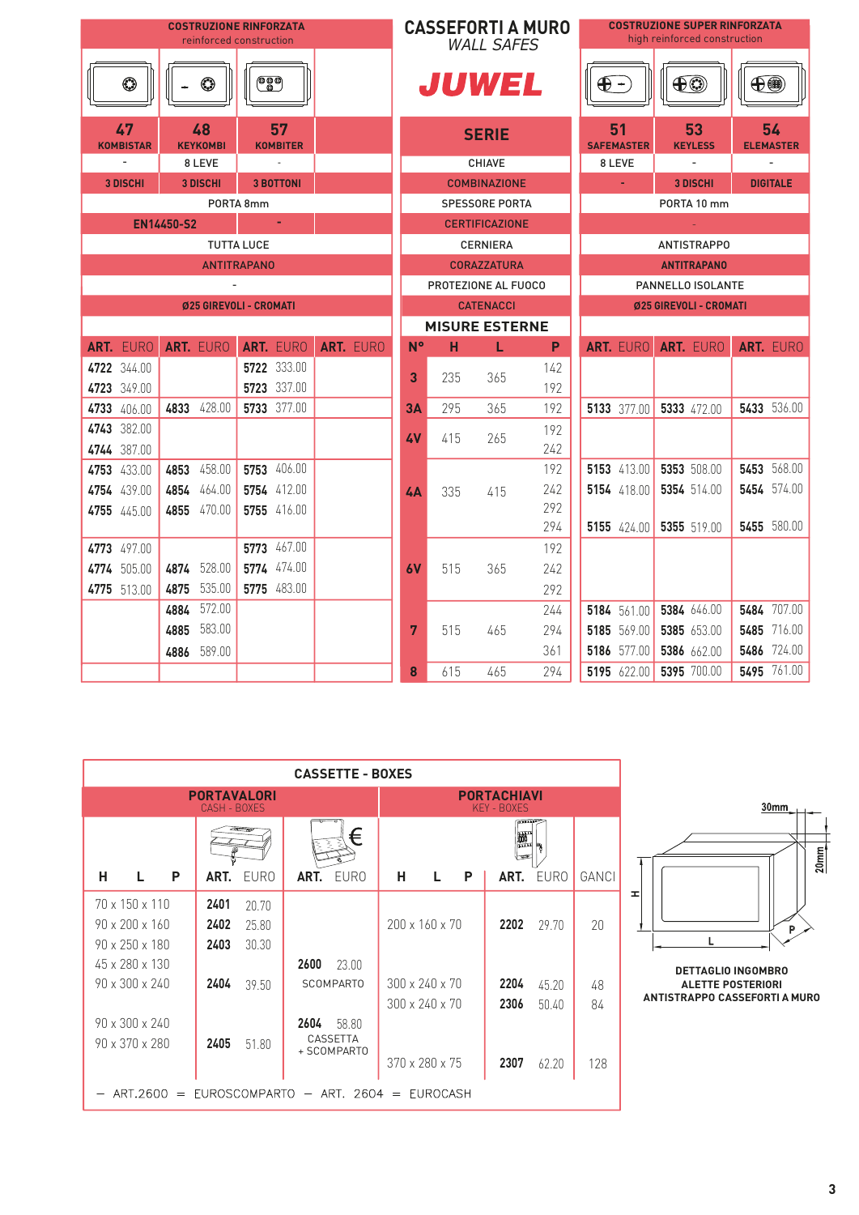# CASSEFORTI A MURO
*WALL SAFES*

## JUWEL

| COSTRUZIONE RINFORZATA reinforced construction | | | | SERIE | | | | COSTRUZIONE SUPER RINFORZATA high reinforced construction | | |
|---|---|---|---|---|---|---|---|---|---|---|
| 47 KOMBISTAR | 48 KEYKOMBI | 57 KOMBITER | | SERIE | | | | 51 SAFEMASTER | 53 KEYLESS | 54 ELEMASTER |
| - | 8 LEVE | - | | CHIAVE | | | | 8 LEVE | - | - |
| 3 DISCHI | 3 DISCHI | 3 BOTTONI | | COMBINAZIONE | | | | - | 3 DISCHI | DIGITALE |
| PORTA 8mm | | | | SPESSORE PORTA | | | | PORTA 10 mm | | |
| EN14450-S2 | | - | | CERTIFICAZIONE | | | | - | | |
| TUTTA LUCE | | | | CERNIERA | | | | ANTISTRAPPO | | |
| ANTITRAPANO | | | | CORAZZATURA | | | | ANTITRAPANO | | |
| - | | | | PROTEZIONE AL FUOCO | | | | PANNELLO ISOLANTE | | |
| Ø25 GIREVOLI - CROMATI | | | | CATENACCI | | | | Ø25 GIREVOLI - CROMATI | | |
| | | | | MISURE ESTERNE | | | | | | |
| ART. EURO | ART. EURO | ART. EURO | ART. EURO | N° | H | L | P | ART. EURO | ART. EURO | ART. EURO |
| **4722** 344.00 | | **5722** 333.00 | | 3 | 235 | 365 | 142 | | | |
| **4723** 349.00 | | **5723** 337.00 | | | | | 192 | | | |
| **4733** 406.00 | **4833** 428.00 | **5733** 377.00 | | 3A | 295 | 365 | 192 | **5133** 377.00 | **5333** 472.00 | **5433** 536.00 |
| **4743** 382.00 | | | | 4V | 415 | 265 | 192 | | | |
| **4744** 387.00 | | | | | | | 242 | | | |
| **4753** 433.00 | **4853** 458.00 | **5753** 406.00 | | 4A | 335 | 415 | 192 | **5153** 413.00 | **5353** 508.00 | **5453** 568.00 |
| **4754** 439.00 | **4854** 464.00 | **5754** 412.00 | | | | | 242 | **5154** 418.00 | **5354** 514.00 | **5454** 574.00 |
| **4755** 445.00 | **4855** 470.00 | **5755** 416.00 | | | | | 292 | | | |
| | | | | | | | 294 | **5155** 424.00 | **5355** 519.00 | **5455** 580.00 |
| **4773** 497.00 | | **5773** 467.00 | | 6V | 515 | 365 | 192 | | | |
| **4774** 505.00 | **4874** 528.00 | **5774** 474.00 | | | | | 242 | | | |
| **4775** 513.00 | **4875** 535.00 | **5775** 483.00 | | | | | 292 | | | |
| | **4884** 572.00 | | | 7 | 515 | 465 | 244 | **5184** 561.00 | **5384** 646.00 | **5484** 707.00 |
| | **4885** 583.00 | | | | | | 294 | **5185** 569.00 | **5385** 653.00 | **5485** 716.00 |
| | **4886** 589.00 | | | | | | 361 | **5186** 577.00 | **5386** 662.00 | **5486** 724.00 |
| | | | | 8 | 615 | 465 | 294 | **5195** 622.00 | **5395** 700.00 | **5495** 761.00 |

## CASSETTE - BOXES

| PORTAVALORI CASH - BOXES | | | | | PORTACHIAVI KEY - BOXES | | | |
|---|---|---|---|---|---|---|---|---|
| H L P | ART. | EURO | ART. | EURO | H L P | ART. | EURO | GANCI |
| 70 x 150 x 110 | **2401** | 20.70 | | | | | | |
| 90 x 200 x 160 | **2402** | 25.80 | | | 200 x 160 x 70 | **2202** | 29.70 | 20 |
| 90 x 250 x 180 | **2403** | 30.30 | | | | | | |
| 45 x 280 x 130 | | | **2600** SCOMPARTO | 23.00 | | | | |
| 90 x 300 x 240 | **2404** | 39.50 | | | 300 x 240 x 70 | **2204** | 45.20 | 48 |
| | | | | | 300 x 240 x 70 | **2306** | 50.40 | 84 |
| 90 x 300 x 240 | | | **2604** CASSETTA + SCOMPARTO | 58.80 | | | | |
| 90 x 370 x 280 | **2405** | 51.80 | | | | | | |
| | | | | | 370 x 280 x 75 | **2307** | 62.20 | 128 |

– ART.2600 = EUROSCOMPARTO – ART. 2604 = EUROCASH

30mm 20mm H L P

**DETTAGLIO INGOMBRO ALETTE POSTERIORI ANTISTRAPPO CASSEFORTI A MURO**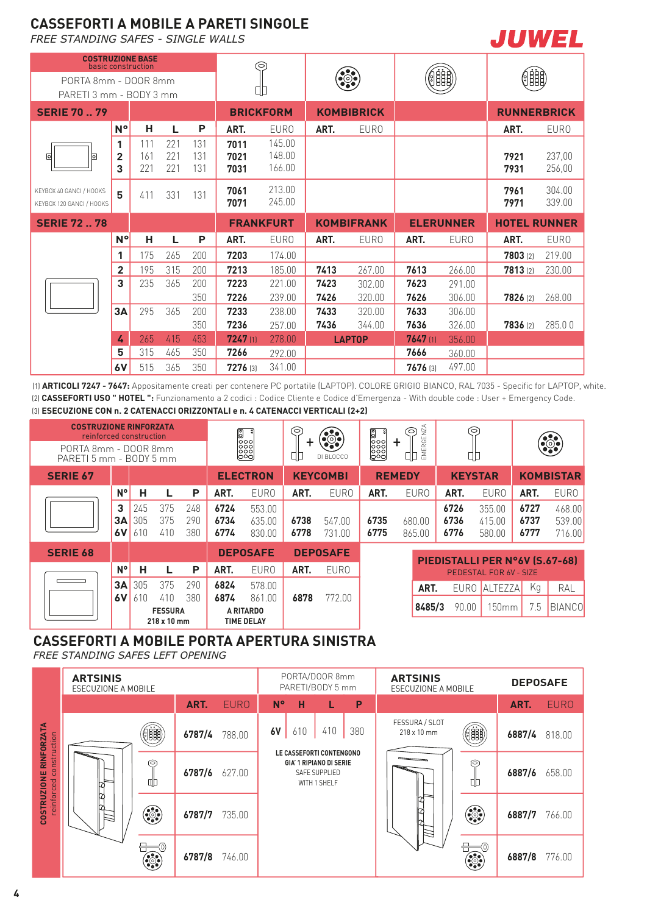# CASSEFORTI A MOBILE A PARETI SINGOLE

*FREE STANDING SAFES - SINGLE WALLS*

**JUWEL**

**COSTRUZIONE BASE** basic construction
PORTA 8mm - DOOR 8mm
PARETI 3 mm - BODY 3 mm

| SERIE 70 .. 79 | | | | | BRICKFORM | | KOMBIBRICK | | | | RUNNERBRICK | |
|---|---|---|---|---|---|---|---|---|---|---|---|---|
| | N° | H | L | P | ART. | EURO | ART. | EURO | | | ART. | EURO |
| | 1 | 111 | 221 | 131 | 7011 | 145.00 | | | | | | |
| | 2 | 161 | 221 | 131 | 7021 | 148.00 | | | | | 7921 | 237,00 |
| | 3 | 221 | 221 | 131 | 7031 | 166.00 | | | | | 7931 | 256,00 |
| KEYBOX 40 GANCI / HOOKS | 5 | 411 | 331 | 131 | 7061 | 213.00 | | | | | 7961 | 304.00 |
| KEYBOX 120 GANCI / HOOKS | | | | | 7071 | 245.00 | | | | | 7971 | 339.00 |

| SERIE 72 .. 78 | | | | | FRANKFURT | | KOMBIFRANK | | ELERUNNER | | HOTEL RUNNER | |
|---|---|---|---|---|---|---|---|---|---|---|---|---|
| | N° | H | L | P | ART. | EURO | ART. | EURO | ART. | EURO | ART. | EURO |
| | 1 | 175 | 265 | 200 | 7203 | 174.00 | | | | | 7803 (2) | 219.00 |
| | 2 | 195 | 315 | 200 | 7213 | 185.00 | 7413 | 267.00 | 7613 | 266.00 | 7813 (2) | 230.00 |
| | 3 | 235 | 365 | 200 | 7223 | 221.00 | 7423 | 302.00 | 7623 | 291.00 | | |
| | | | | 350 | 7226 | 239.00 | 7426 | 320.00 | 7626 | 306.00 | 7826 (2) | 268.00 |
| | 3A | 295 | 365 | 200 | 7233 | 238.00 | 7433 | 320.00 | 7633 | 306.00 | | |
| | | | | 350 | 7236 | 257.00 | 7436 | 344.00 | 7636 | 326.00 | 7836 (2) | 285.0 0 |
| | 4 | 265 | 415 | 453 | 7247 (1) | 278.00 | LAPTOP | | 7647 (1) | 356.00 | | |
| | 5 | 315 | 465 | 350 | 7266 | 292.00 | | | 7666 | 360.00 | | |
| | 6V | 515 | 365 | 350 | 7276 (3) | 341.00 | | | 7676 (3) | 497.00 | | |

(1) **ARTICOLI 7247 - 7647:** Appositamente creati per contenere PC portatile (LAPTOP). COLORE GRIGIO BIANCO, RAL 7035 - Specific for LAPTOP, white.
(2) **CASSEFORTI USO " HOTEL ":** Funzionamento a 2 codici : Codice Cliente e Codice d'Emergenza - With double code : User + Emergency Code.
(3) **ESECUZIONE CON n. 2 CATENACCI ORIZZONTALI e n. 4 CATENACCI VERTICALI (2+2)**

**COSTRUZIONE RINFORZATA** reinforced construction
PORTA 8mm - DOOR 8mm
PARETI 5 mm - BODY 5 mm

| SERIE 67 | | | | | ELECTRON | | KEYCOMBI (DI BLOCCO) | | REMEDY (EMERGENZA) | | KEYSTAR | | KOMBISTAR | |
|---|---|---|---|---|---|---|---|---|---|---|---|---|---|---|
| | N° | H | L | P | ART. | EURO | ART. | EURO | ART. | EURO | ART. | EURO | ART. | EURO |
| | 3 | 245 | 375 | 248 | 6724 | 553.00 | | | | | 6726 | 355.00 | 6727 | 468.00 |
| | 3A | 305 | 375 | 290 | 6734 | 635.00 | 6738 | 547.00 | 6735 | 680.00 | 6736 | 415.00 | 6737 | 539.00 |
| | 6V | 610 | 410 | 380 | 6774 | 830.00 | 6778 | 731.00 | 6775 | 865.00 | 6776 | 580.00 | 6777 | 716.00 |

| SERIE 68 | | | | | DEPOSAFE | | DEPOSAFE | |
|---|---|---|---|---|---|---|---|---|
| | N° | H | L | P | ART. | EURO | ART. | EURO |
| | 3A | 305 | 375 | 290 | 6824 | 578.00 | | |
| | 6V | 610 | 410 | 380 | 6874 | 861.00 | 6878 | 772.00 |
| | | FESSURA 218 x 10 mm | | | A RITARDO TIME DELAY | | | |

**PIEDISTALLI PER N°6V (S.67-68)**
PEDESTAL FOR 6V - SIZE

| ART. | EURO | ALTEZZA | Kg | RAL |
|---|---|---|---|---|
| 8485/3 | 90.00 | 150mm | 7.5 | BIANCO |

## CASSEFORTI A MOBILE PORTA APERTURA SINISTRA

*FREE STANDING SAFES LEFT OPENING*

COSTRUZIONE RINFORZATA - reinforced construction

PORTA/DOOR 8mm - PARETI/BODY 5 mm

| ARTSINIS ESECUZIONE A MOBILE | | | N° | H | L | P | ARTSINIS ESECUZIONE A MOBILE | DEPOSAFE | |
|---|---|---|---|---|---|---|---|---|---|
| | ART. | EURO | 6V | 610 | 410 | 380 | FESSURA / SLOT 218 x 10 mm | ART. | EURO |
| | 6787/4 | 788.00 | | | | | | 6887/4 | 818.00 |
| | 6787/6 | 627.00 | | | | | | 6887/6 | 658.00 |
| | 6787/7 | 735.00 | | | | | | 6887/7 | 766.00 |
| | 6787/8 | 746.00 | | | | | | 6887/8 | 776.00 |

LE CASSEFORTI CONTENGONO GIA' 1 RIPIANO DI SERIE
SAFE SUPPLIED WITH 1 SHELF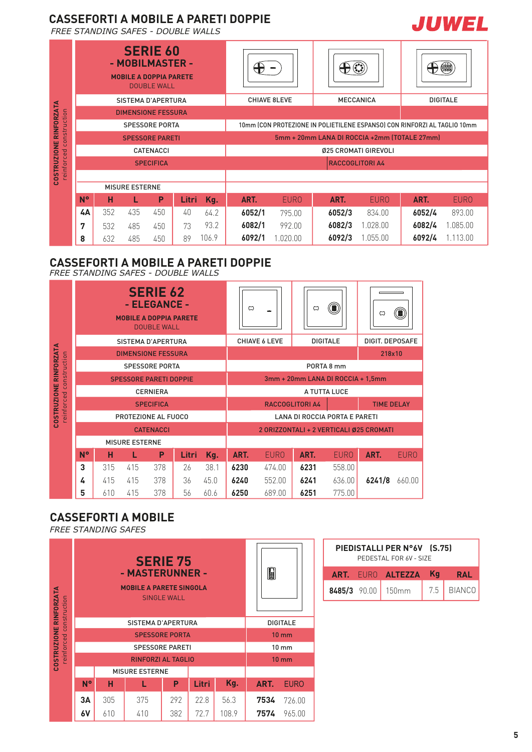# CASSEFORTI A MOBILE A PARETI DOPPIE

*FREE STANDING SAFES - DOUBLE WALLS*

**JUWEL**

## SERIE 60 - MOBILMASTER -

MOBILE A DOPPIA PARETE
DOUBLE WALL

COSTRUZIONE RINFORZATA
*reinforced construction*

| | | | | | | | | | | | |
|---|---|---|---|---|---|---|---|---|---|---|---|
| SISTEMA D'APERTURA | | | | | | CHIAVE 8LEVE | | MECCANICA | | DIGITALE | |
| DIMENSIONE FESSURA | | | | | | | | | | | |
| SPESSORE PORTA | | | | | | 10mm (CON PROTEZIONE IN POLIETILENE ESPANSO) CON RINFORZI AL TAGLIO 10mm | | | | | |
| SPESSORE PARETI | | | | | | 5mm + 20mm LANA DI ROCCIA +2mm (TOTALE 27mm) | | | | | |
| CATENACCI | | | | | | Ø25 CROMATI GIREVOLI | | | | | |
| SPECIFICA | | | | | | | | RACCOGLITORI A4 | | | |
| MISURE ESTERNE | | | | | | | | | | | |
| N° | H | L | P | Litri | Kg. | ART. | EURO | ART. | EURO | ART. | EURO |
| 4A | 352 | 435 | 450 | 40 | 64.2 | 6052/1 | 795.00 | 6052/3 | 834.00 | 6052/4 | 893.00 |
| 7 | 532 | 485 | 450 | 73 | 93.2 | 6082/1 | 992.00 | 6082/3 | 1.028.00 | 6082/4 | 1.085.00 |
| 8 | 632 | 485 | 450 | 89 | 106.9 | 6092/1 | 1.020.00 | 6092/3 | 1.055.00 | 6092/4 | 1.113.00 |

# CASSEFORTI A MOBILE A PARETI DOPPIE

*FREE STANDING SAFES - DOUBLE WALLS*

## SERIE 62 - ELEGANCE -

MOBILE A DOPPIA PARETE
DOUBLE WALL

COSTRUZIONE RINFORZATA
*reinforced construction*

| | | | | | | | | | | | |
|---|---|---|---|---|---|---|---|---|---|---|---|
| SISTEMA D'APERTURA | | | | | | CHIAVE 6 LEVE | | DIGITALE | | DIGIT. DEPOSAFE | |
| DIMENSIONE FESSURA | | | | | | | | | | 218x10 | |
| SPESSORE PORTA | | | | | | PORTA 8 mm | | | | | |
| SPESSORE PARETI DOPPIE | | | | | | 3mm + 20mm LANA DI ROCCIA + 1,5mm | | | | | |
| CERNIERA | | | | | | A TUTTA LUCE | | | | | |
| SPECIFICA | | | | | | RACCOGLITORI A4 | | | | TIME DELAY | |
| PROTEZIONE AL FUOCO | | | | | | LANA DI ROCCIA PORTA E PARETI | | | | | |
| CATENACCI | | | | | | 2 ORIZZONTALI + 2 VERTICALI Ø25 CROMATI | | | | | |
| MISURE ESTERNE | | | | | | | | | | | |
| N° | H | L | P | Litri | Kg. | ART. | EURO | ART. | EURO | ART. | EURO |
| 3 | 315 | 415 | 378 | 26 | 38.1 | 6230 | 474.00 | 6231 | 558.00 | | |
| 4 | 415 | 415 | 378 | 36 | 45.0 | 6240 | 552.00 | 6241 | 636.00 | 6241/8 | 660.00 |
| 5 | 610 | 415 | 378 | 56 | 60.6 | 6250 | 689.00 | 6251 | 775.00 | | |

# CASSEFORTI A MOBILE

*FREE STANDING SAFES*

## SERIE 75 - MASTERRUNNER -

MOBILE A PARETE SINGOLA
SINGLE WALL

COSTRUZIONE RINFORZATA
*reinforced construction*

| | | | | | | | |
|---|---|---|---|---|---|---|---|
| SISTEMA D'APERTURA | | | | | | DIGITALE | |
| SPESSORE PORTA | | | | | | 10 mm | |
| SPESSORE PARETI | | | | | | 10 mm | |
| RINFORZI AL TAGLIO | | | | | | 10 mm | |
| MISURE ESTERNE | | | | | | | |
| N° | H | L | P | Litri | Kg. | ART. | EURO |
| 3A | 305 | 375 | 292 | 22.8 | 56.3 | 7534 | 726.00 |
| 6V | 610 | 410 | 382 | 72.7 | 108.9 | 7574 | 965.00 |

**PIEDISTALLI PER N°6V (S.75)**
PEDESTAL FOR 6V - SIZE

| ART. | EURO | ALTEZZA | Kg | RAL |
|---|---|---|---|---|
| 8485/3 | 90.00 | 150mm | 7.5 | BIANCO |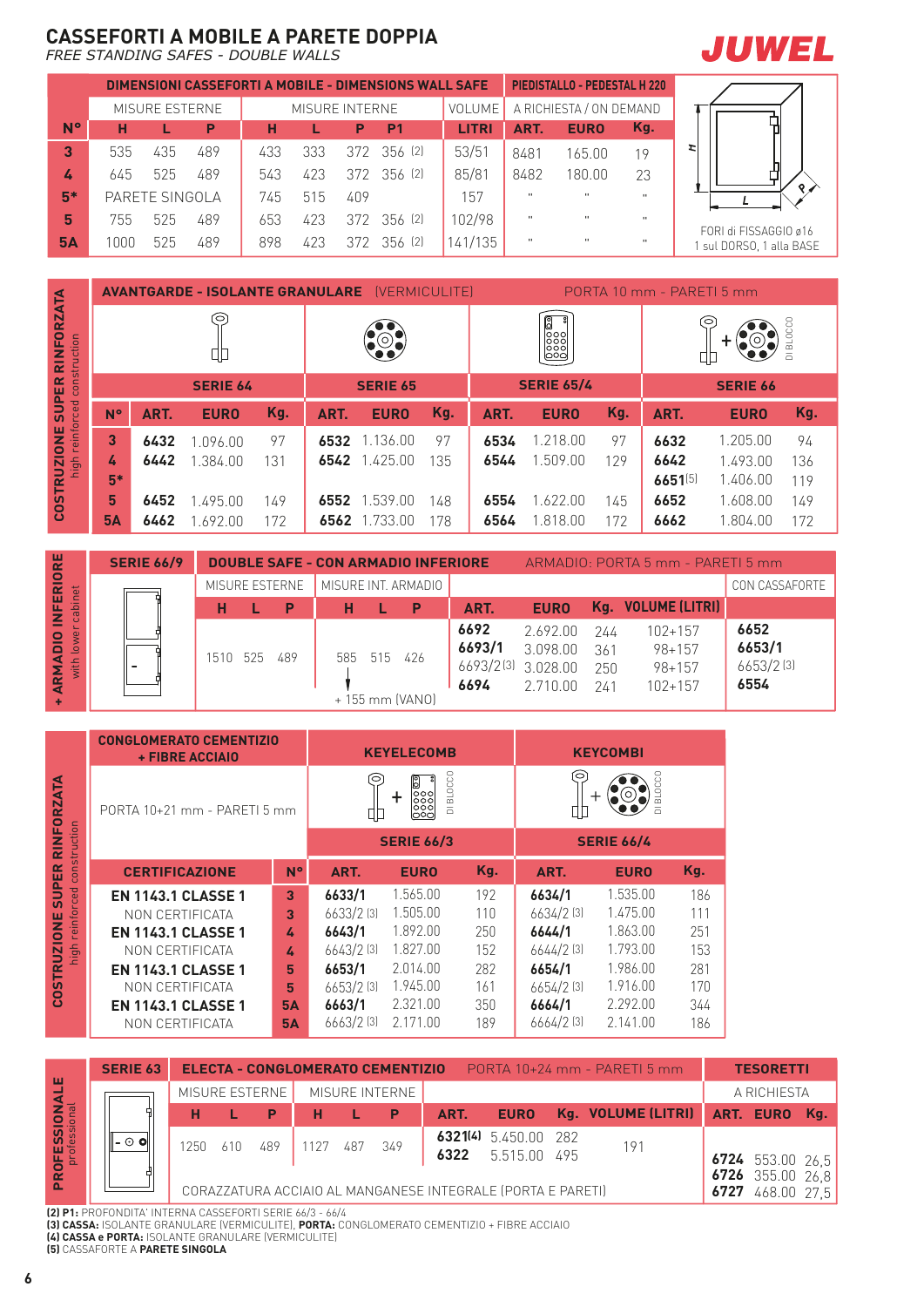# CASSEFORTI A MOBILE A PARETE DOPPIA

*FREE STANDING SAFES - DOUBLE WALLS*

**JUWEL**

| | DIMENSIONI CASSEFORTI A MOBILE - DIMENSIONS WALL SAFE | | | | | | | | PIEDISTALLO - PEDESTAL H 220 | | |
|---|---|---|---|---|---|---|---|---|---|---|---|
| | MISURE ESTERNE | | | MISURE INTERNE | | | | VOLUME | A RICHIESTA / ON DEMAND | | |
| **N°** | **H** | **L** | **P** | **H** | **L** | **P** | **P1** | **LITRI** | **ART.** | **EURO** | **Kg.** |
| **3** | 535 | 435 | 489 | 433 | 333 | 372 | 356 (2) | 53/51 | 8481 | 165.00 | 19 |
| **4** | 645 | 525 | 489 | 543 | 423 | 372 | 356 (2) | 85/81 | 8482 | 180.00 | 23 |
| **5*** | PARETE SINGOLA | | | 745 | 515 | 409 | | 157 | " | " | " |
| **5** | 755 | 525 | 489 | 653 | 423 | 372 | 356 (2) | 102/98 | " | " | " |
| **5A** | 1000 | 525 | 489 | 898 | 423 | 372 | 356 (2) | 141/135 | " | " | " |

FORI di FISSAGGIO ø16 — 1 sul DORSO, 1 alla BASE

## COSTRUZIONE SUPER RINFORZATA — *high reinforced construction*

**AVANTGARDE - ISOLANTE GRANULARE** (VERMICULITE) — PORTA 10 mm - PARETI 5 mm

| | SERIE 64 | | | SERIE 65 | | | SERIE 65/4 | | | SERIE 66 (DI BLOCCO) | | |
|---|---|---|---|---|---|---|---|---|---|---|---|---|
| **N°** | **ART.** | **EURO** | **Kg.** | **ART.** | **EURO** | **Kg.** | **ART.** | **EURO** | **Kg.** | **ART.** | **EURO** | **Kg.** |
| **3** | **6432** | 1.096.00 | 97 | **6532** | 1.136.00 | 97 | **6534** | 1.218.00 | 97 | **6632** | 1.205.00 | 94 |
| **4** | **6442** | 1.384.00 | 131 | **6542** | 1.425.00 | 135 | **6544** | 1.509.00 | 129 | **6642** | 1.493.00 | 136 |
| **5*** | | | | | | | | | | **6651**(5) | 1.406.00 | 119 |
| **5** | **6452** | 1.495.00 | 149 | **6552** | 1.539.00 | 148 | **6554** | 1.622.00 | 145 | **6652** | 1.608.00 | 149 |
| **5A** | **6462** | 1.692.00 | 172 | **6562** | 1.733.00 | 178 | **6564** | 1.818.00 | 172 | **6662** | 1.804.00 | 172 |

## + ARMADIO INFERIORE — *with lower cabinet*

**SERIE 66/9** — **DOUBLE SAFE - CON ARMADIO INFERIORE** — ARMADIO: PORTA 5 mm - PARETI 5 mm

| MISURE ESTERNE | | | MISURE INT. ARMADIO | | | | | | | CON CASSAFORTE |
|---|---|---|---|---|---|---|---|---|---|---|
| **H** | **L** | **P** | **H** | **L** | **P** | **ART.** | **EURO** | **Kg.** | **VOLUME (LITRI)** | |
| 1510 | 525 | 489 | 585 | 515 | 426 | **6692** | 2.692.00 | 244 | 102+157 | **6652** |
| | | | + 155 mm (VANO) | | | **6693/1** | 3.098.00 | 361 | 98+157 | **6653/1** |
| | | | | | | 6693/2 (3) | 3.028.00 | 250 | 98+157 | 6653/2 (3) |
| | | | | | | **6694** | 2.710.00 | 241 | 102+157 | **6554** |

## COSTRUZIONE SUPER RINFORZATA — *high reinforced construction*

**CONGLOMERATO CEMENTIZIO + FIBRE ACCIAIO** — PORTA 10+21 mm - PARETI 5 mm

| | | KEYELECOMB — SERIE 66/3 (DI BLOCCO) | | | KEYCOMBI — SERIE 66/4 (DI BLOCCO) | | |
|---|---|---|---|---|---|---|---|
| **CERTIFICAZIONE** | **N°** | **ART.** | **EURO** | **Kg.** | **ART.** | **EURO** | **Kg.** |
| **EN 1143.1 CLASSE 1** | **3** | **6633/1** | 1.565.00 | 192 | **6634/1** | 1.535.00 | 186 |
| NON CERTIFICATA | **3** | 6633/2 (3) | 1.505.00 | 110 | 6634/2 (3) | 1.475.00 | 111 |
| **EN 1143.1 CLASSE 1** | **4** | **6643/1** | 1.892.00 | 250 | **6644/1** | 1.863.00 | 251 |
| NON CERTIFICATA | **4** | 6643/2 (3) | 1.827.00 | 152 | 6644/2 (3) | 1.793.00 | 153 |
| **EN 1143.1 CLASSE 1** | **5** | **6653/1** | 2.014.00 | 282 | **6654/1** | 1.986.00 | 281 |
| NON CERTIFICATA | **5** | 6653/2 (3) | 1.945.00 | 161 | 6654/2 (3) | 1.916.00 | 170 |
| **EN 1143.1 CLASSE 1** | **5A** | **6663/1** | 2.321.00 | 350 | **6664/1** | 2.292.00 | 344 |
| NON CERTIFICATA | **5A** | 6663/2 (3) | 2.171.00 | 189 | 6664/2 (3) | 2.141.00 | 186 |

## PROFESSIONALE — *professional*

**SERIE 63** — **ELECTA - CONGLOMERATO CEMENTIZIO** — PORTA 10+24 mm - PARETI 5 mm

| MISURE ESTERNE | | | MISURE INTERNE | | | | | | |
|---|---|---|---|---|---|---|---|---|---|
| **H** | **L** | **P** | **H** | **L** | **P** | **ART.** | **EURO** | **Kg.** | **VOLUME (LITRI)** |
| 1250 | 610 | 489 | 1127 | 487 | 349 | **6321**(4) | 5.450.00 | 282 | 191 |
| | | | | | | **6322** | 5.515.00 | 495 | |

CORAZZATURA ACCIAIO AL MANGANESE INTEGRALE (PORTA E PARETI)

**TESORETTI** — A RICHIESTA

| ART. | EURO | Kg. |
|---|---|---|
| **6724** | 553.00 | 26,5 |
| **6726** | 355.00 | 26,8 |
| **6727** | 468.00 | 27,5 |

**(2) P1:** PROFONDITA' INTERNA CASSEFORTI SERIE 66/3 - 66/4
**(3) CASSA:** ISOLANTE GRANULARE (VERMICULITE), **PORTA:** CONGLOMERATO CEMENTIZIO + FIBRE ACCIAIO
**(4) CASSA e PORTA:** ISOLANTE GRANULARE (VERMICULITE)
**(5)** CASSAFORTE A **PARETE SINGOLA**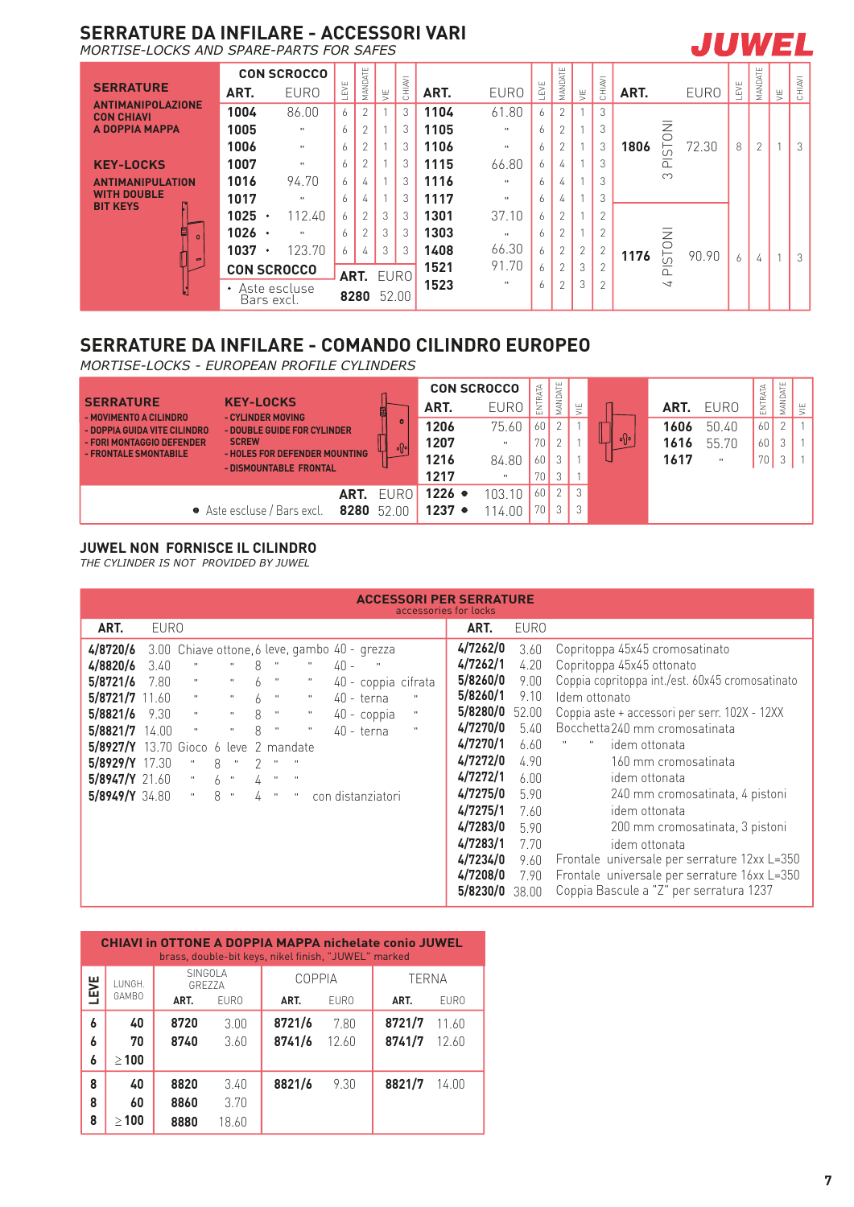# SERRATURE DA INFILARE - ACCESSORI VARI

*MORTISE-LOCKS AND SPARE-PARTS FOR SAFES*

**JUWEL**

**SERRATURE ANTIMANIPOLAZIONE CON CHIAVI A DOPPIA MAPPA**

**KEY-LOCKS ANTIMANIPULATION WITH DOUBLE BIT KEYS**

| CON SCROCCO ART. | EURO | LEVE | MANDATE | VIE | CHIAVI | ART. | EURO | LEVE | MANDATE | VIE | CHIAVI |
|---|---|---|---|---|---|---|---|---|---|---|---|
| 1004 | 86.00 | 6 | 2 | 1 | 3 | 1104 | 61.80 | 6 | 2 | 1 | 3 |
| 1005 | " | 6 | 2 | 1 | 3 | 1105 | " | 6 | 2 | 1 | 3 |
| 1006 | " | 6 | 2 | 1 | 3 | 1106 | " | 6 | 2 | 1 | 3 |
| 1007 | " | 6 | 2 | 1 | 3 | 1115 | 66.80 | 6 | 4 | 1 | 3 |
| 1016 | 94.70 | 6 | 4 | 1 | 3 | 1116 | " | 6 | 4 | 1 | 3 |
| 1017 | " | 6 | 4 | 1 | 3 | 1117 | " | 6 | 4 | 1 | 3 |
| 1025 • | 112.40 | 6 | 2 | 3 | 3 | 1301 | 37.10 | 6 | 2 | 1 | 2 |
| 1026 • | " | 6 | 2 | 3 | 3 | 1303 | " | 6 | 2 | 1 | 2 |
| 1037 • | 123.70 | 6 | 4 | 3 | 3 | 1408 | 66.30 | 6 | 2 | 2 | 2 |
| | | | | | | 1521 | 91.70 | 6 | 2 | 3 | 2 |
| | | | | | | 1523 | " | 6 | 2 | 3 | 2 |

| ART. | | EURO | LEVE | MANDATE | VIE | CHIAVI |
|---|---|---|---|---|---|---|
| 1806 | 3 PISTONI | 72.30 | 8 | 2 | 1 | 3 |
| 1176 | 4 PISTONI | 90.90 | 6 | 4 | 1 | 3 |

| CON SCROCCO ART. | EURO |
|---|---|
| 8280 | 52.00 |

• Aste escluse / Bars excl.

# SERRATURE DA INFILARE - COMANDO CILINDRO EUROPEO

*MORTISE-LOCKS - EUROPEAN PROFILE CYLINDERS*

**SERRATURE**
- MOVIMENTO A CILINDRO
- DOPPIA GUIDA VITE CILINDRO
- FORI MONTAGGIO DEFENDER
- FRONTALE SMONTABILE

**KEY-LOCKS**
- CYLINDER MOVING
- DOUBLE GUIDE FOR CYLINDER SCREW
- HOLES FOR DEFENDER MOUNTING
- DISMOUNTABLE FRONTAL

| CON SCROCCO ART. | EURO | ENTRATA | MANDATE | VIE |
|---|---|---|---|---|
| 1206 | 75.60 | 60 | 2 | 1 |
| 1207 | " | 70 | 2 | 1 |
| 1216 | 84.80 | 60 | 3 | 1 |
| 1217 | " | 70 | 3 | 1 |
| 1226 ● | 103.10 | 60 | 2 | 3 |
| 1237 ● | 114.00 | 70 | 3 | 3 |

| ART. | EURO | ENTRATA | MANDATE | VIE |
|---|---|---|---|---|
| 1606 | 50.40 | 60 | 2 | 1 |
| 1616 | 55.70 | 60 | 3 | 1 |
| 1617 | " | 70 | 3 | 1 |

| ART. | EURO |
|---|---|
| 8280 | 52.00 |

● Aste escluse / Bars excl.

**JUWEL NON FORNISCE IL CILINDRO**

*THE CYLINDER IS NOT PROVIDED BY JUWEL*

## ACCESSORI PER SERRATURE
accessories for locks

| ART. | EURO | |
|---|---|---|
| 4/8720/6 | 3.00 | Chiave ottone, 6 leve, gambo 40 - grezza |
| 4/8820/6 | 3.40 | " " 8 " " 40 - " |
| 5/8721/6 | 7.80 | " " 6 " " 40 - coppia cifrata |
| 5/8721/7 | 11.60 | " " 6 " " 40 - terna " |
| 5/8821/6 | 9.30 | " " 8 " " 40 - coppia " |
| 5/8821/7 | 14.00 | " " 8 " " 40 - terna " |
| 5/8927/Y | 13.70 | Gioco 6 leve 2 mandate |
| 5/8929/Y | 17.30 | " 8 " 2 " " |
| 5/8947/Y | 21.60 | " 6 " 4 " " |
| 5/8949/Y | 34.80 | " 8 " 4 " " con distanziatori |

| ART. | EURO | |
|---|---|---|
| 4/7262/0 | 3.60 | Copritoppa 45x45 cromosatinato |
| 4/7262/1 | 4.20 | Copritoppa 45x45 ottonato |
| 5/8260/0 | 9.00 | Coppia copritoppa int./est. 60x45 cromosatinato |
| 5/8260/1 | 9.10 | Idem ottonato |
| 5/8280/0 | 52.00 | Coppia aste + accessori per serr. 102X - 12XX |
| 4/7270/0 | 5.40 | Bocchetta 240 mm cromosatinata |
| 4/7270/1 | 6.60 | " " idem ottonata |
| 4/7272/0 | 4.90 | 160 mm cromosatinata |
| 4/7272/1 | 6.00 | idem ottonata |
| 4/7275/0 | 5.90 | 240 mm cromosatinata, 4 pistoni |
| 4/7275/1 | 7.60 | idem ottonata |
| 4/7283/0 | 5.90 | 200 mm cromosatinata, 3 pistoni |
| 4/7283/1 | 7.70 | idem ottonata |
| 4/7234/0 | 9.60 | Frontale universale per serrature 12xx L=350 |
| 4/7208/0 | 7.90 | Frontale universale per serrature 16xx L=350 |
| 5/8230/0 | 38.00 | Coppia Bascule a "Z" per serratura 1237 |

## CHIAVI in OTTONE A DOPPIA MAPPA nichelate conio JUWEL
brass, double-bit keys, nikel finish, "JUWEL" marked

| LEVE | LUNGH. GAMBO | SINGOLA GREZZA ART. | EURO | COPPIA ART. | EURO | TERNA ART. | EURO |
|---|---|---|---|---|---|---|---|
| 6 | 40 | 8720 | 3.00 | 8721/6 | 7.80 | 8721/7 | 11.60 |
| 6 | 70 | 8740 | 3.60 | 8741/6 | 12.60 | 8741/7 | 12.60 |
| 6 | ≥ 100 | | | | | | |
| 8 | 40 | 8820 | 3.40 | 8821/6 | 9.30 | 8821/7 | 14.00 |
| 8 | 60 | 8860 | 3.70 | | | | |
| 8 | ≥ 100 | 8880 | 18.60 | | | | |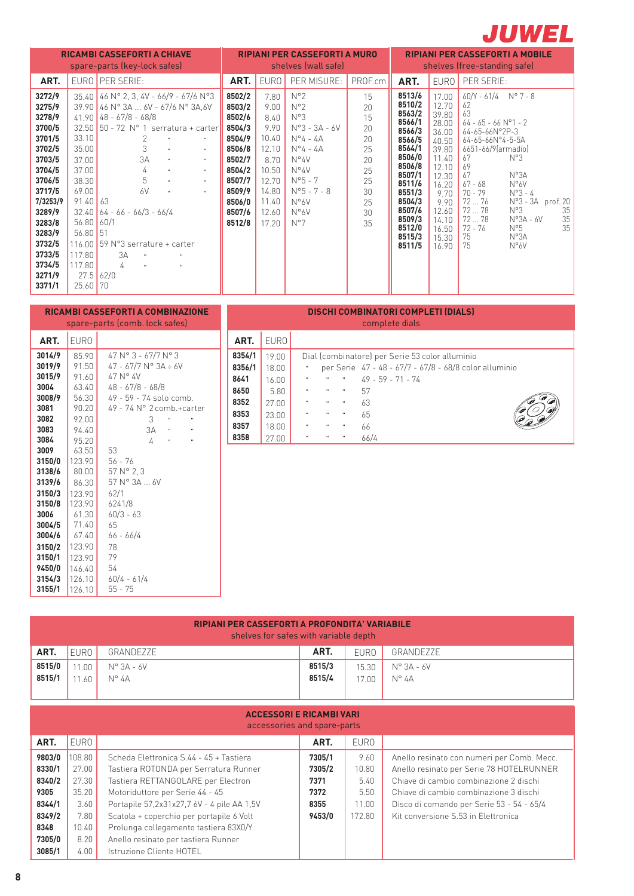JUWEL

## RICAMBI CASSEFORTI A CHIAVE
spare-parts (key-lock safes)

| ART. | EURO | PER SERIE: |
|---|---|---|
| 3272/9 | 35.40 | 46 N° 2, 3, 4V - 66/9 - 67/6 N°3 |
| 3275/9 | 39.90 | 46 N° 3A ... 6V - 67/6 N° 3A,6V |
| 3278/9 | 41.90 | 48 - 67/8 - 68/8 |
| 3700/5 | 32.50 | 50 - 72 N° 1 serratura + carter |
| 3701/5 | 33.10 | 2 " " |
| 3702/5 | 35.00 | 3 " " |
| 3703/5 | 37.00 | 3A " " |
| 3704/5 | 37.00 | 4 " " |
| 3706/5 | 38.30 | 5 " " |
| 3717/5 | 69.00 | 6V " " |
| 7/3253/9 | 91.40 | 63 |
| 3289/9 | 32.40 | 64 - 66 - 66/3 - 66/4 |
| 3283/8 | 56.80 | 60/1 |
| 3283/9 | 56.80 | 51 |
| 3732/5 | 116.00 | 59 N°3 serratura + carter |
| 3733/5 | 117.80 | 3A " " |
| 3734/5 | 117.80 | 4 " " |
| 3271/9 | 27.5 | 62/0 |
| 3371/1 | 25.60 | 70 |

## RIPIANI PER CASSEFORTI A MURO
shelves (wall safe)

| ART. | EURO | PER MISURE: | PROF.cm |
|---|---|---|---|
| 8502/2 | 7.80 | N°2 | 15 |
| 8503/2 | 9.00 | N°2 | 20 |
| 8502/6 | 8.40 | N°3 | 15 |
| 8504/3 | 9.90 | N°3 - 3A - 6V | 20 |
| 8504/9 | 10.40 | N°4 - 4A | 20 |
| 8506/8 | 12.10 | N°4 - 4A | 25 |
| 8502/7 | 8.70 | N°4V | 20 |
| 8504/2 | 10.50 | N°4V | 25 |
| 8507/7 | 12.70 | N°5 - 7 | 25 |
| 8509/9 | 14.80 | N°5 - 7 - 8 | 30 |
| 8506/0 | 11.40 | N°6V | 25 |
| 8507/6 | 12.60 | N°6V | 30 |
| 8512/8 | 17.20 | N°7 | 35 |

## RIPIANI PER CASSEFORTI A MOBILE
shelves (free-standing safe)

| ART. | EURO | PER SERIE: | | |
|---|---|---|---|---|
| 8513/6 | 17.00 | 60/Y - 61/4 | N° 7 - 8 | |
| 8510/2 | 12.70 | 62 | | |
| 8563/2 | 39.80 | 63 | | |
| 8566/1 | 28.00 | 64 - 65 - 66 N°1 - 2 | | |
| 8566/3 | 36.00 | 64-65-66N°2P-3 | | |
| 8566/5 | 40.50 | 64-65-66N°4-5-5A | | |
| 8564/1 | 39.80 | 6651-66/9(armadio) | | |
| 8506/0 | 11.40 | 67 | N°3 | |
| 8506/8 | 12.10 | 69 | | |
| 8507/1 | 12.30 | 67 | N°3A | |
| 8511/6 | 16.20 | 67 - 68 | N°6V | |
| 8551/3 | 9.70 | 70 - 79 | N°3 - 4 | |
| 8504/3 | 9.90 | 72 ... 76 | N°3 - 3A | prof. 20 |
| 8507/6 | 12.60 | 72 ... 78 | N°3 | 35 |
| 8509/3 | 14.10 | 72 ... 78 | N°3A - 6V | 35 |
| 8512/0 | 16.50 | 72 - 76 | N°5 | 35 |
| 8515/3 | 15.30 | 75 | N°3A | |
| 8511/5 | 16.90 | 75 | N°6V | |

## RICAMBI CASSEFORTI A COMBINAZIONE
spare-parts (comb. lock safes)

| ART. | EURO | |
|---|---|---|
| 3014/9 | 85.90 | 47 N° 3 - 67/7 N° 3 |
| 3019/9 | 91.50 | 47 - 67/7 N° 3A ÷ 6V |
| 3015/9 | 91.60 | 47 N° 4V |
| 3004 | 63.40 | 48 - 67/8 - 68/8 |
| 3008/9 | 56.30 | 49 - 59 - 74 solo comb. |
| 3081 | 90.20 | 49 - 74 N° 2 comb.+carter |
| 3082 | 92.00 | 3 " " |
| 3083 | 94.40 | 3A " " |
| 3084 | 95.20 | 4 " " |
| 3009 | 63.50 | 53 |
| 3150/0 | 123.90 | 56 - 76 |
| 3138/6 | 80.00 | 57 N° 2, 3 |
| 3139/6 | 86.30 | 57 N° 3A ... 6V |
| 3150/3 | 123.90 | 62/1 |
| 3150/8 | 123.90 | 6241/8 |
| 3006 | 61.30 | 60/3 - 63 |
| 3004/5 | 71.40 | 65 |
| 3004/6 | 67.40 | 66 - 66/4 |
| 3150/2 | 123.90 | 78 |
| 3150/1 | 123.90 | 79 |
| 9450/0 | 146.40 | 54 |
| 3154/3 | 126.10 | 60/4 - 61/4 |
| 3155/1 | 126.10 | 55 - 75 |

## DISCHI COMBINATORI COMPLETI (DIALS)
complete dials

| ART. | EURO | |
|---|---|---|
| 8354/1 | 19.00 | Dial (combinatore) per Serie 53 color alluminio |
| 8356/1 | 18.00 | " per Serie 47 - 48 - 67/7 - 67/8 - 68/8 color alluminio |
| 8641 | 16.00 | " " " 49 - 59 - 71 - 74 |
| 8650 | 5.80 | " " " 57 |
| 8352 | 27.00 | " " " 63 |
| 8353 | 23.00 | " " " 65 |
| 8357 | 18.00 | " " " 66 |
| 8358 | 27.00 | " " " 66/4 |

## RIPIANI PER CASSEFORTI A PROFONDITA' VARIABILE
shelves for safes with variable depth

| ART. | EURO | GRANDEZZE | ART. | EURO | GRANDEZZE |
|---|---|---|---|---|---|
| 8515/0 | 11.00 | N° 3A - 6V | 8515/3 | 15.30 | N° 3A - 6V |
| 8515/1 | 11.60 | N° 4A | 8515/4 | 17.00 | N° 4A |

## ACCESSORI E RICAMBI VARI
accessories and spare-parts

| ART. | EURO | | ART. | EURO | |
|---|---|---|---|---|---|
| 9803/0 | 108.80 | Scheda Elettronica S.44 - 45 + Tastiera | 7305/1 | 9.60 | Anello resinato con numeri per Comb. Mecc. |
| 8330/1 | 27.00 | Tastiera ROTONDA per Serratura Runner | 7305/2 | 10.80 | Anello resinato per Serie 78 HOTELRUNNER |
| 8340/2 | 27.30 | Tastiera RETTANGOLARE per Electron | 7371 | 5.40 | Chiave di cambio combinazione 2 dischi |
| 9305 | 35.20 | Motoriduttore per Serie 44 - 45 | 7372 | 5.50 | Chiave di cambio combinazione 3 dischi |
| 8344/1 | 3.60 | Portapile 57,2x31x27,7 6V - 4 pile AA 1,5V | 8355 | 11.00 | Disco di comando per Serie 53 - 54 - 65/4 |
| 8349/2 | 7.80 | Scatola + coperchio per portapile 6 Volt | 9453/0 | 172.80 | Kit conversione S.53 in Elettronica |
| 8348 | 10.40 | Prolunga collegamento tastiera 83X0/Y | | | |
| 7305/0 | 8.20 | Anello resinato per tastiera Runner | | | |
| 3085/1 | 4.00 | Istruzione Cliente HOTEL | | | |